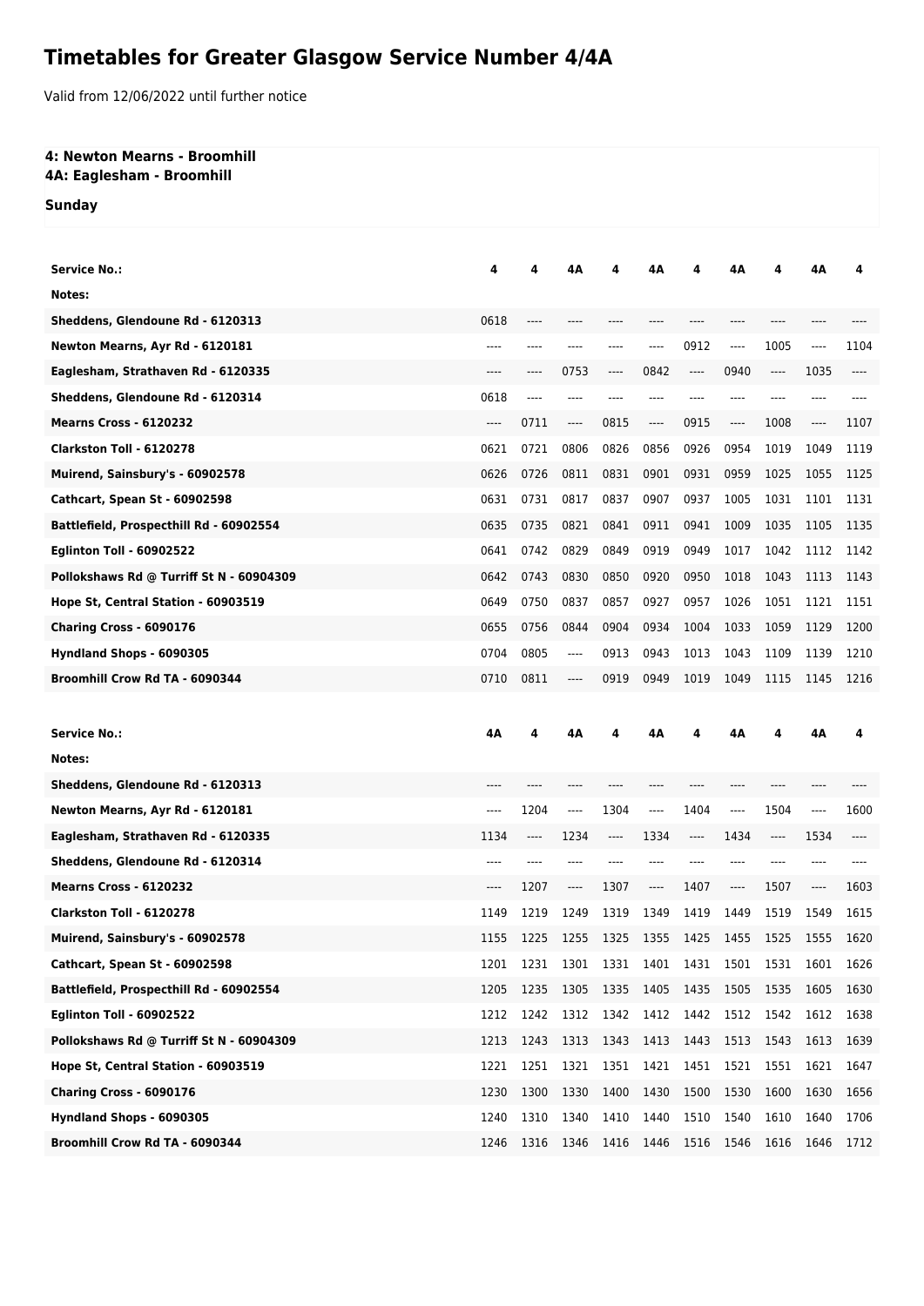# Timetables for Greater Glasgow Service Number 4/4A

Valid from 12/06/2022 until further notice

**4: Newton Mearns - Broomhill**
**4A: Eaglesham - Broomhill**

**Sunday**

| Service No.: | 4 | 4 | 4A | 4 | 4A | 4 | 4A | 4 | 4A | 4 |
|---|---|---|---|---|---|---|---|---|---|---|
| Notes: | | | | | | | | | | |
| Sheddens, Glendoune Rd - 6120313 | 0618 | ---- | ---- | ---- | ---- | ---- | ---- | ---- | ---- | ---- |
| Newton Mearns, Ayr Rd - 6120181 | ---- | ---- | ---- | ---- | ---- | 0912 | ---- | 1005 | ---- | 1104 |
| Eaglesham, Strathaven Rd - 6120335 | ---- | ---- | 0753 | ---- | 0842 | ---- | 0940 | ---- | 1035 | ---- |
| Sheddens, Glendoune Rd - 6120314 | 0618 | ---- | ---- | ---- | ---- | ---- | ---- | ---- | ---- | ---- |
| Mearns Cross - 6120232 | ---- | 0711 | ---- | 0815 | ---- | 0915 | ---- | 1008 | ---- | 1107 |
| Clarkston Toll - 6120278 | 0621 | 0721 | 0806 | 0826 | 0856 | 0926 | 0954 | 1019 | 1049 | 1119 |
| Muirend, Sainsbury's - 60902578 | 0626 | 0726 | 0811 | 0831 | 0901 | 0931 | 0959 | 1025 | 1055 | 1125 |
| Cathcart, Spean St - 60902598 | 0631 | 0731 | 0817 | 0837 | 0907 | 0937 | 1005 | 1031 | 1101 | 1131 |
| Battlefield, Prospecthill Rd - 60902554 | 0635 | 0735 | 0821 | 0841 | 0911 | 0941 | 1009 | 1035 | 1105 | 1135 |
| Eglinton Toll - 60902522 | 0641 | 0742 | 0829 | 0849 | 0919 | 0949 | 1017 | 1042 | 1112 | 1142 |
| Pollokshaws Rd @ Turriff St N - 60904309 | 0642 | 0743 | 0830 | 0850 | 0920 | 0950 | 1018 | 1043 | 1113 | 1143 |
| Hope St, Central Station - 60903519 | 0649 | 0750 | 0837 | 0857 | 0927 | 0957 | 1026 | 1051 | 1121 | 1151 |
| Charing Cross - 6090176 | 0655 | 0756 | 0844 | 0904 | 0934 | 1004 | 1033 | 1059 | 1129 | 1200 |
| Hyndland Shops - 6090305 | 0704 | 0805 | ---- | 0913 | 0943 | 1013 | 1043 | 1109 | 1139 | 1210 |
| Broomhill Crow Rd TA - 6090344 | 0710 | 0811 | ---- | 0919 | 0949 | 1019 | 1049 | 1115 | 1145 | 1216 |

| Service No.: | 4A | 4 | 4A | 4 | 4A | 4 | 4A | 4 | 4A | 4 |
|---|---|---|---|---|---|---|---|---|---|---|
| Notes: | | | | | | | | | | |
| Sheddens, Glendoune Rd - 6120313 | ---- | ---- | ---- | ---- | ---- | ---- | ---- | ---- | ---- | ---- |
| Newton Mearns, Ayr Rd - 6120181 | ---- | 1204 | ---- | 1304 | ---- | 1404 | ---- | 1504 | ---- | 1600 |
| Eaglesham, Strathaven Rd - 6120335 | 1134 | ---- | 1234 | ---- | 1334 | ---- | 1434 | ---- | 1534 | ---- |
| Sheddens, Glendoune Rd - 6120314 | ---- | ---- | ---- | ---- | ---- | ---- | ---- | ---- | ---- | ---- |
| Mearns Cross - 6120232 | ---- | 1207 | ---- | 1307 | ---- | 1407 | ---- | 1507 | ---- | 1603 |
| Clarkston Toll - 6120278 | 1149 | 1219 | 1249 | 1319 | 1349 | 1419 | 1449 | 1519 | 1549 | 1615 |
| Muirend, Sainsbury's - 60902578 | 1155 | 1225 | 1255 | 1325 | 1355 | 1425 | 1455 | 1525 | 1555 | 1620 |
| Cathcart, Spean St - 60902598 | 1201 | 1231 | 1301 | 1331 | 1401 | 1431 | 1501 | 1531 | 1601 | 1626 |
| Battlefield, Prospecthill Rd - 60902554 | 1205 | 1235 | 1305 | 1335 | 1405 | 1435 | 1505 | 1535 | 1605 | 1630 |
| Eglinton Toll - 60902522 | 1212 | 1242 | 1312 | 1342 | 1412 | 1442 | 1512 | 1542 | 1612 | 1638 |
| Pollokshaws Rd @ Turriff St N - 60904309 | 1213 | 1243 | 1313 | 1343 | 1413 | 1443 | 1513 | 1543 | 1613 | 1639 |
| Hope St, Central Station - 60903519 | 1221 | 1251 | 1321 | 1351 | 1421 | 1451 | 1521 | 1551 | 1621 | 1647 |
| Charing Cross - 6090176 | 1230 | 1300 | 1330 | 1400 | 1430 | 1500 | 1530 | 1600 | 1630 | 1656 |
| Hyndland Shops - 6090305 | 1240 | 1310 | 1340 | 1410 | 1440 | 1510 | 1540 | 1610 | 1640 | 1706 |
| Broomhill Crow Rd TA - 6090344 | 1246 | 1316 | 1346 | 1416 | 1446 | 1516 | 1546 | 1616 | 1646 | 1712 |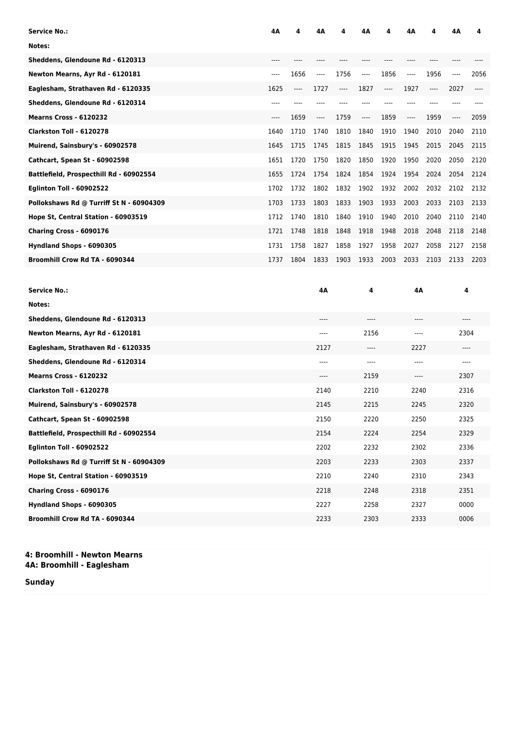| Service No.: | 4A | 4 | 4A | 4 | 4A | 4 | 4A | 4 | 4A | 4 |
|---|---|---|---|---|---|---|---|---|---|---|
| Notes: | | | | | | | | | | |
| Sheddens, Glendoune Rd - 6120313 | ---- | ---- | ---- | ---- | ---- | ---- | ---- | ---- | ---- | ---- |
| Newton Mearns, Ayr Rd - 6120181 | ---- | 1656 | ---- | 1756 | ---- | 1856 | ---- | 1956 | ---- | 2056 |
| Eaglesham, Strathaven Rd - 6120335 | 1625 | ---- | 1727 | ---- | 1827 | ---- | 1927 | ---- | 2027 | ---- |
| Sheddens, Glendoune Rd - 6120314 | ---- | ---- | ---- | ---- | ---- | ---- | ---- | ---- | ---- | ---- |
| Mearns Cross - 6120232 | ---- | 1659 | ---- | 1759 | ---- | 1859 | ---- | 1959 | ---- | 2059 |
| Clarkston Toll - 6120278 | 1640 | 1710 | 1740 | 1810 | 1840 | 1910 | 1940 | 2010 | 2040 | 2110 |
| Muirend, Sainsbury's - 60902578 | 1645 | 1715 | 1745 | 1815 | 1845 | 1915 | 1945 | 2015 | 2045 | 2115 |
| Cathcart, Spean St - 60902598 | 1651 | 1720 | 1750 | 1820 | 1850 | 1920 | 1950 | 2020 | 2050 | 2120 |
| Battlefield, Prospecthill Rd - 60902554 | 1655 | 1724 | 1754 | 1824 | 1854 | 1924 | 1954 | 2024 | 2054 | 2124 |
| Eglinton Toll - 60902522 | 1702 | 1732 | 1802 | 1832 | 1902 | 1932 | 2002 | 2032 | 2102 | 2132 |
| Pollokshaws Rd @ Turriff St N - 60904309 | 1703 | 1733 | 1803 | 1833 | 1903 | 1933 | 2003 | 2033 | 2103 | 2133 |
| Hope St, Central Station - 60903519 | 1712 | 1740 | 1810 | 1840 | 1910 | 1940 | 2010 | 2040 | 2110 | 2140 |
| Charing Cross - 6090176 | 1721 | 1748 | 1818 | 1848 | 1918 | 1948 | 2018 | 2048 | 2118 | 2148 |
| Hyndland Shops - 6090305 | 1731 | 1758 | 1827 | 1858 | 1927 | 1958 | 2027 | 2058 | 2127 | 2158 |
| Broomhill Crow Rd TA - 6090344 | 1737 | 1804 | 1833 | 1903 | 1933 | 2003 | 2033 | 2103 | 2133 | 2203 |

| Service No.: | 4A | 4 | 4A | 4 |
|---|---|---|---|---|
| Notes: | | | | |
| Sheddens, Glendoune Rd - 6120313 | ---- | ---- | ---- | ---- |
| Newton Mearns, Ayr Rd - 6120181 | ---- | 2156 | ---- | 2304 |
| Eaglesham, Strathaven Rd - 6120335 | 2127 | ---- | 2227 | ---- |
| Sheddens, Glendoune Rd - 6120314 | ---- | ---- | ---- | ---- |
| Mearns Cross - 6120232 | ---- | 2159 | ---- | 2307 |
| Clarkston Toll - 6120278 | 2140 | 2210 | 2240 | 2316 |
| Muirend, Sainsbury's - 60902578 | 2145 | 2215 | 2245 | 2320 |
| Cathcart, Spean St - 60902598 | 2150 | 2220 | 2250 | 2325 |
| Battlefield, Prospecthill Rd - 60902554 | 2154 | 2224 | 2254 | 2329 |
| Eglinton Toll - 60902522 | 2202 | 2232 | 2302 | 2336 |
| Pollokshaws Rd @ Turriff St N - 60904309 | 2203 | 2233 | 2303 | 2337 |
| Hope St, Central Station - 60903519 | 2210 | 2240 | 2310 | 2343 |
| Charing Cross - 6090176 | 2218 | 2248 | 2318 | 2351 |
| Hyndland Shops - 6090305 | 2227 | 2258 | 2327 | 0000 |
| Broomhill Crow Rd TA - 6090344 | 2233 | 2303 | 2333 | 0006 |

**4: Broomhill - Newton Mearns**
**4A: Broomhill - Eaglesham**

**Sunday**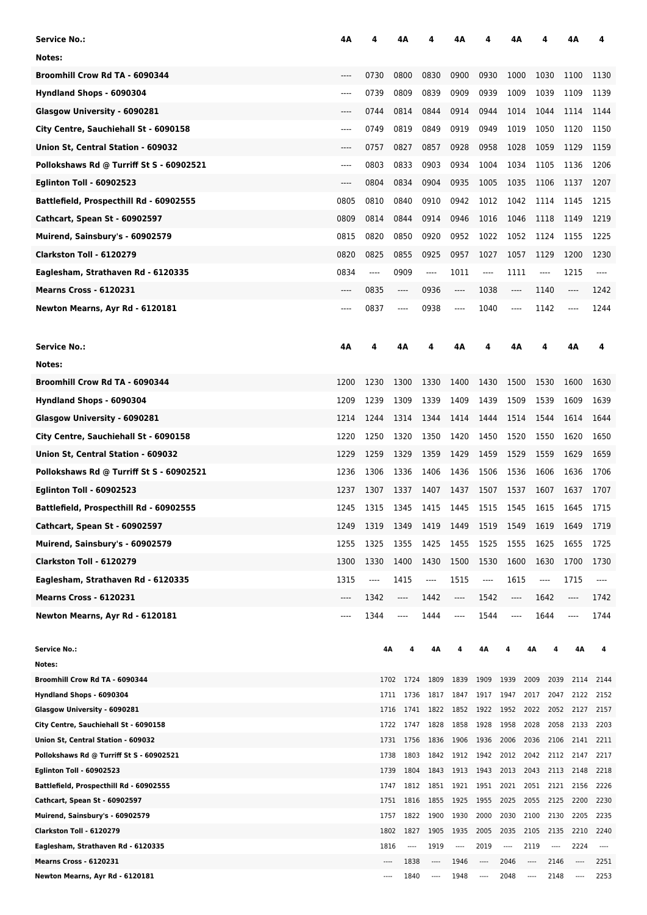| Service No.: | 4A | 4 | 4A | 4 | 4A | 4 | 4A | 4 | 4A | 4 |
|---|---|---|---|---|---|---|---|---|---|---|
| Notes: | | | | | | | | | | |
| Broomhill Crow Rd TA - 6090344 | ---- | 0730 | 0800 | 0830 | 0900 | 0930 | 1000 | 1030 | 1100 | 1130 |
| Hyndland Shops - 6090304 | ---- | 0739 | 0809 | 0839 | 0909 | 0939 | 1009 | 1039 | 1109 | 1139 |
| Glasgow University - 6090281 | ---- | 0744 | 0814 | 0844 | 0914 | 0944 | 1014 | 1044 | 1114 | 1144 |
| City Centre, Sauchiehall St - 6090158 | ---- | 0749 | 0819 | 0849 | 0919 | 0949 | 1019 | 1050 | 1120 | 1150 |
| Union St, Central Station - 609032 | ---- | 0757 | 0827 | 0857 | 0928 | 0958 | 1028 | 1059 | 1129 | 1159 |
| Pollokshaws Rd @ Turriff St S - 60902521 | ---- | 0803 | 0833 | 0903 | 0934 | 1004 | 1034 | 1105 | 1136 | 1206 |
| Eglinton Toll - 60902523 | ---- | 0804 | 0834 | 0904 | 0935 | 1005 | 1035 | 1106 | 1137 | 1207 |
| Battlefield, Prospecthill Rd - 60902555 | 0805 | 0810 | 0840 | 0910 | 0942 | 1012 | 1042 | 1114 | 1145 | 1215 |
| Cathcart, Spean St - 60902597 | 0809 | 0814 | 0844 | 0914 | 0946 | 1016 | 1046 | 1118 | 1149 | 1219 |
| Muirend, Sainsbury's - 60902579 | 0815 | 0820 | 0850 | 0920 | 0952 | 1022 | 1052 | 1124 | 1155 | 1225 |
| Clarkston Toll - 6120279 | 0820 | 0825 | 0855 | 0925 | 0957 | 1027 | 1057 | 1129 | 1200 | 1230 |
| Eaglesham, Strathaven Rd - 6120335 | 0834 | ---- | 0909 | ---- | 1011 | ---- | 1111 | ---- | 1215 | ---- |
| Mearns Cross - 6120231 | ---- | 0835 | ---- | 0936 | ---- | 1038 | ---- | 1140 | ---- | 1242 |
| Newton Mearns, Ayr Rd - 6120181 | ---- | 0837 | ---- | 0938 | ---- | 1040 | ---- | 1142 | ---- | 1244 |

| Service No.: | 4A | 4 | 4A | 4 | 4A | 4 | 4A | 4 | 4A | 4 |
|---|---|---|---|---|---|---|---|---|---|---|
| Notes: | | | | | | | | | | |
| Broomhill Crow Rd TA - 6090344 | 1200 | 1230 | 1300 | 1330 | 1400 | 1430 | 1500 | 1530 | 1600 | 1630 |
| Hyndland Shops - 6090304 | 1209 | 1239 | 1309 | 1339 | 1409 | 1439 | 1509 | 1539 | 1609 | 1639 |
| Glasgow University - 6090281 | 1214 | 1244 | 1314 | 1344 | 1414 | 1444 | 1514 | 1544 | 1614 | 1644 |
| City Centre, Sauchiehall St - 6090158 | 1220 | 1250 | 1320 | 1350 | 1420 | 1450 | 1520 | 1550 | 1620 | 1650 |
| Union St, Central Station - 609032 | 1229 | 1259 | 1329 | 1359 | 1429 | 1459 | 1529 | 1559 | 1629 | 1659 |
| Pollokshaws Rd @ Turriff St S - 60902521 | 1236 | 1306 | 1336 | 1406 | 1436 | 1506 | 1536 | 1606 | 1636 | 1706 |
| Eglinton Toll - 60902523 | 1237 | 1307 | 1337 | 1407 | 1437 | 1507 | 1537 | 1607 | 1637 | 1707 |
| Battlefield, Prospecthill Rd - 60902555 | 1245 | 1315 | 1345 | 1415 | 1445 | 1515 | 1545 | 1615 | 1645 | 1715 |
| Cathcart, Spean St - 60902597 | 1249 | 1319 | 1349 | 1419 | 1449 | 1519 | 1549 | 1619 | 1649 | 1719 |
| Muirend, Sainsbury's - 60902579 | 1255 | 1325 | 1355 | 1425 | 1455 | 1525 | 1555 | 1625 | 1655 | 1725 |
| Clarkston Toll - 6120279 | 1300 | 1330 | 1400 | 1430 | 1500 | 1530 | 1600 | 1630 | 1700 | 1730 |
| Eaglesham, Strathaven Rd - 6120335 | 1315 | ---- | 1415 | ---- | 1515 | ---- | 1615 | ---- | 1715 | ---- |
| Mearns Cross - 6120231 | ---- | 1342 | ---- | 1442 | ---- | 1542 | ---- | 1642 | ---- | 1742 |
| Newton Mearns, Ayr Rd - 6120181 | ---- | 1344 | ---- | 1444 | ---- | 1544 | ---- | 1644 | ---- | 1744 |

| Service No.: | 4A | 4 | 4A | 4 | 4A | 4 | 4A | 4 | 4A | 4 |
|---|---|---|---|---|---|---|---|---|---|---|
| Notes: | | | | | | | | | | |
| Broomhill Crow Rd TA - 6090344 | 1702 | 1724 | 1809 | 1839 | 1909 | 1939 | 2009 | 2039 | 2114 | 2144 |
| Hyndland Shops - 6090304 | 1711 | 1736 | 1817 | 1847 | 1917 | 1947 | 2017 | 2047 | 2122 | 2152 |
| Glasgow University - 6090281 | 1716 | 1741 | 1822 | 1852 | 1922 | 1952 | 2022 | 2052 | 2127 | 2157 |
| City Centre, Sauchiehall St - 6090158 | 1722 | 1747 | 1828 | 1858 | 1928 | 1958 | 2028 | 2058 | 2133 | 2203 |
| Union St, Central Station - 609032 | 1731 | 1756 | 1836 | 1906 | 1936 | 2006 | 2036 | 2106 | 2141 | 2211 |
| Pollokshaws Rd @ Turriff St S - 60902521 | 1738 | 1803 | 1842 | 1912 | 1942 | 2012 | 2042 | 2112 | 2147 | 2217 |
| Eglinton Toll - 60902523 | 1739 | 1804 | 1843 | 1913 | 1943 | 2013 | 2043 | 2113 | 2148 | 2218 |
| Battlefield, Prospecthill Rd - 60902555 | 1747 | 1812 | 1851 | 1921 | 1951 | 2021 | 2051 | 2121 | 2156 | 2226 |
| Cathcart, Spean St - 60902597 | 1751 | 1816 | 1855 | 1925 | 1955 | 2025 | 2055 | 2125 | 2200 | 2230 |
| Muirend, Sainsbury's - 60902579 | 1757 | 1822 | 1900 | 1930 | 2000 | 2030 | 2100 | 2130 | 2205 | 2235 |
| Clarkston Toll - 6120279 | 1802 | 1827 | 1905 | 1935 | 2005 | 2035 | 2105 | 2135 | 2210 | 2240 |
| Eaglesham, Strathaven Rd - 6120335 | 1816 | ---- | 1919 | ---- | 2019 | ---- | 2119 | ---- | 2224 | ---- |
| Mearns Cross - 6120231 | ---- | 1838 | ---- | 1946 | ---- | 2046 | ---- | 2146 | ---- | 2251 |
| Newton Mearns, Ayr Rd - 6120181 | ---- | 1840 | ---- | 1948 | ---- | 2048 | ---- | 2148 | ---- | 2253 |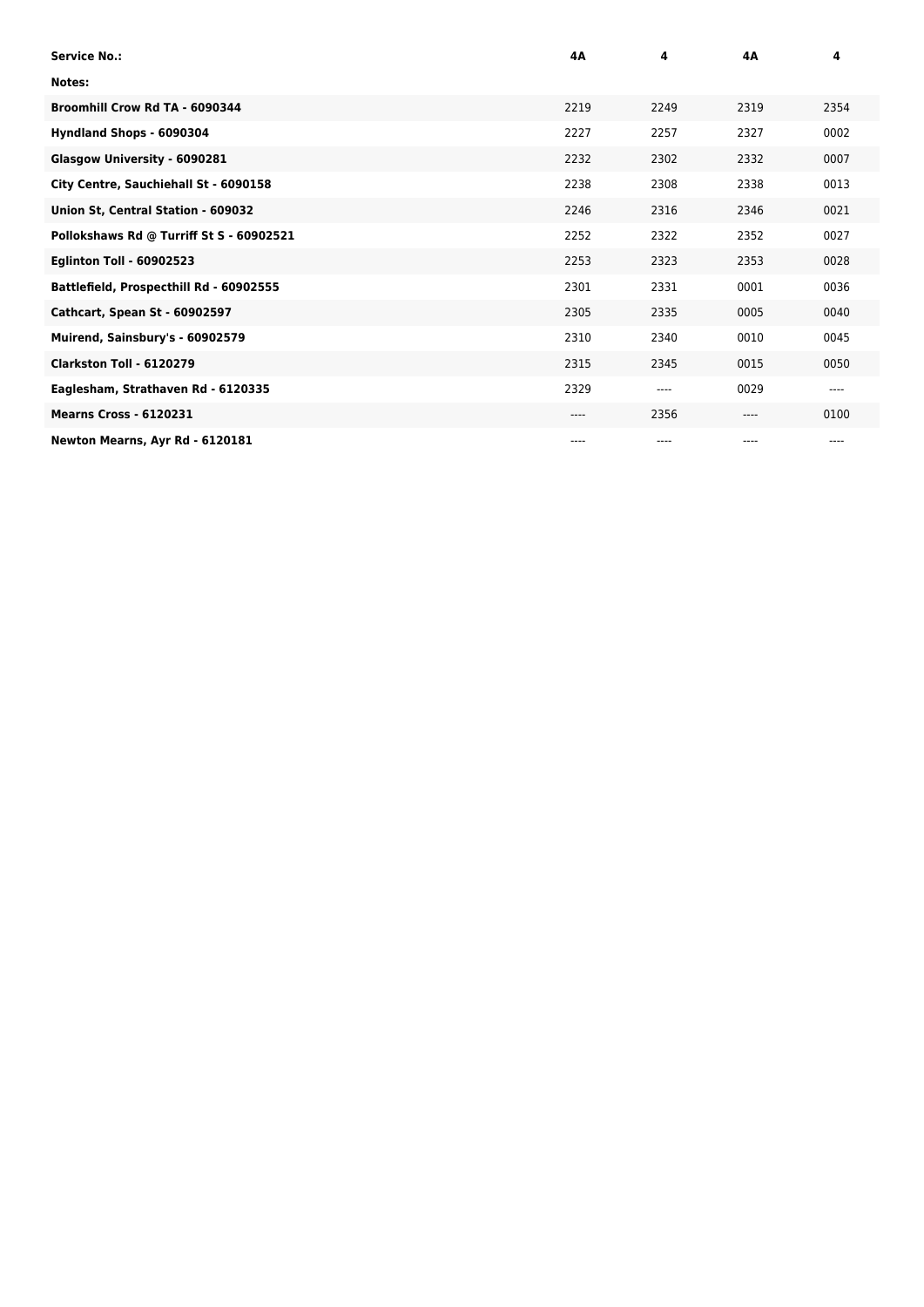| Service No.: | 4A | 4 | 4A | 4 |
|---|---|---|---|---|
| Notes: | | | | |
| Broomhill Crow Rd TA - 6090344 | 2219 | 2249 | 2319 | 2354 |
| Hyndland Shops - 6090304 | 2227 | 2257 | 2327 | 0002 |
| Glasgow University - 6090281 | 2232 | 2302 | 2332 | 0007 |
| City Centre, Sauchiehall St - 6090158 | 2238 | 2308 | 2338 | 0013 |
| Union St, Central Station - 609032 | 2246 | 2316 | 2346 | 0021 |
| Pollokshaws Rd @ Turriff St S - 60902521 | 2252 | 2322 | 2352 | 0027 |
| Eglinton Toll - 60902523 | 2253 | 2323 | 2353 | 0028 |
| Battlefield, Prospecthill Rd - 60902555 | 2301 | 2331 | 0001 | 0036 |
| Cathcart, Spean St - 60902597 | 2305 | 2335 | 0005 | 0040 |
| Muirend, Sainsbury's - 60902579 | 2310 | 2340 | 0010 | 0045 |
| Clarkston Toll - 6120279 | 2315 | 2345 | 0015 | 0050 |
| Eaglesham, Strathaven Rd - 6120335 | 2329 | ---- | 0029 | ---- |
| Mearns Cross - 6120231 | ---- | 2356 | ---- | 0100 |
| Newton Mearns, Ayr Rd - 6120181 | ---- | ---- | ---- | ---- |